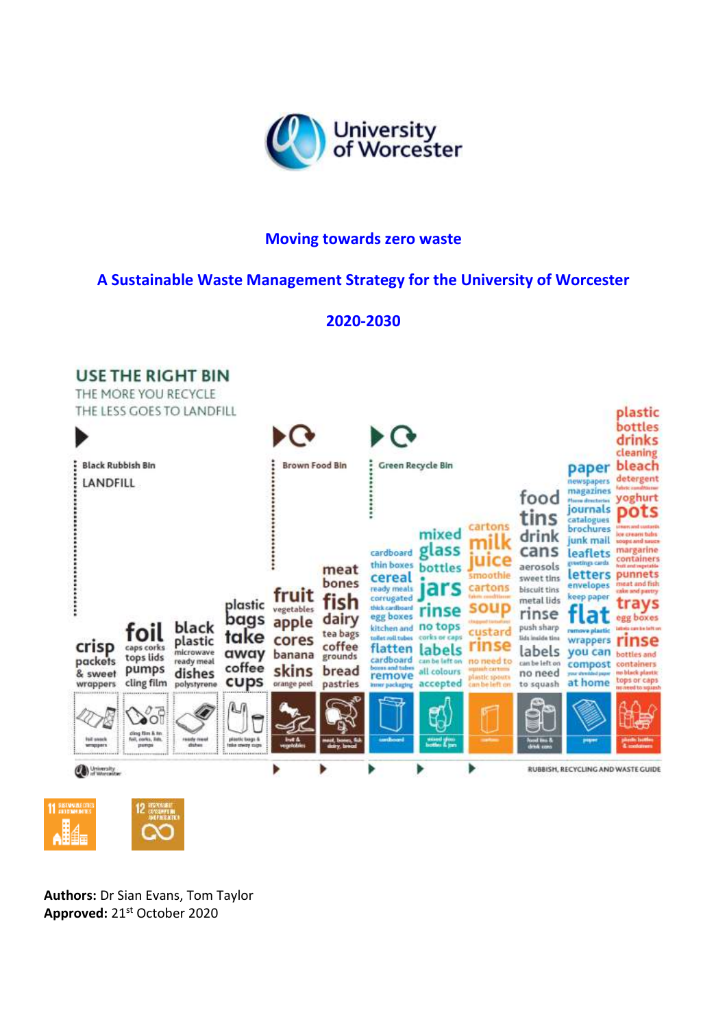University of Worcester

# Moving towards zero waste

## A Sustainable Waste Management Strategy for the University of Worcester

## 2020-2030

USE THE RIGHT BIN

THE MORE YOU RECYCLE

THE LESS GOES TO LANDFILL

Black Rubbish Bin LANDFILL

crisp packets & sweet wrappers | foil caps corks tops lids pumps cling film | black plastic microwave ready meal dishes polystyrene | plastic bags take away coffee cups

Brown Food Bin

fruit vegetables apple cores banana skins orange peel | meat bones fish dairy tea bags coffee grounds bread pastries

Green Recycle Bin

cardboard thin boxes cereal ready meals corrugated thick cardboard egg boxes kitchen and toilet roll tubes flatten cardboard boxes and tubes remove inner packaging | mixed glass bottles jars rinse no tops corks or caps labels can be left on all colours accepted | cartons milk juice smoothie cartons fabric conditioner soup chopped tomatoes custard rinse no need to squash cartons plastic spouts can be left on | food tins drink cans aerosols sweet tins biscuit tins metal lids rinse push sharp lids inside tins labels can be left on no need to squash | paper newspapers magazines fabric conditioner phone directories journals catalogues brochures junk mail leaflets greetings cards letters envelopes keep paper flat remove plastic wrappers you can compost your shredded paper at home | plastic bottles drinks cleaning bleach detergent fabric conditioner yoghurt pots cream and custards ice cream tubs soups and sauce margarine containers fruit and vegetable punnets meat and fish cake and pastry trays egg boxes labels can be left on rinse bottles and containers no black plastic tops or caps no need to squash

RUBBISH, RECYCLING AND WASTE GUIDE

11 SUSTAINABLE CITIES AND COMMUNITIES

12 RESPONSIBLE CONSUMPTION AND PRODUCTION

**Authors:** Dr Sian Evans, Tom Taylor

**Approved:** 21st October 2020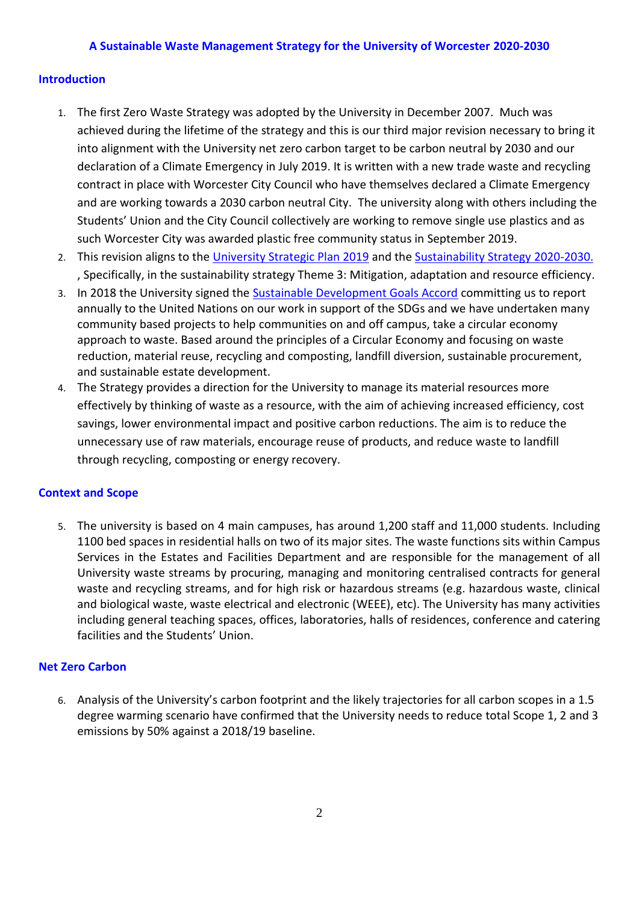**A Sustainable Waste Management Strategy for the University of Worcester 2020-2030**

## Introduction

1. The first Zero Waste Strategy was adopted by the University in December 2007. Much was achieved during the lifetime of the strategy and this is our third major revision necessary to bring it into alignment with the University net zero carbon target to be carbon neutral by 2030 and our declaration of a Climate Emergency in July 2019. It is written with a new trade waste and recycling contract in place with Worcester City Council who have themselves declared a Climate Emergency and are working towards a 2030 carbon neutral City. The university along with others including the Students' Union and the City Council collectively are working to remove single use plastics and as such Worcester City was awarded plastic free community status in September 2019.
2. This revision aligns to the University Strategic Plan 2019 and the Sustainability Strategy 2020-2030. , Specifically, in the sustainability strategy Theme 3: Mitigation, adaptation and resource efficiency.
3. In 2018 the University signed the Sustainable Development Goals Accord committing us to report annually to the United Nations on our work in support of the SDGs and we have undertaken many community based projects to help communities on and off campus, take a circular economy approach to waste. Based around the principles of a Circular Economy and focusing on waste reduction, material reuse, recycling and composting, landfill diversion, sustainable procurement, and sustainable estate development.
4. The Strategy provides a direction for the University to manage its material resources more effectively by thinking of waste as a resource, with the aim of achieving increased efficiency, cost savings, lower environmental impact and positive carbon reductions. The aim is to reduce the unnecessary use of raw materials, encourage reuse of products, and reduce waste to landfill through recycling, composting or energy recovery.

## Context and Scope

5. The university is based on 4 main campuses, has around 1,200 staff and 11,000 students. Including 1100 bed spaces in residential halls on two of its major sites. The waste functions sits within Campus Services in the Estates and Facilities Department and are responsible for the management of all University waste streams by procuring, managing and monitoring centralised contracts for general waste and recycling streams, and for high risk or hazardous streams (e.g. hazardous waste, clinical and biological waste, waste electrical and electronic (WEEE), etc). The University has many activities including general teaching spaces, offices, laboratories, halls of residences, conference and catering facilities and the Students' Union.

## Net Zero Carbon

6. Analysis of the University's carbon footprint and the likely trajectories for all carbon scopes in a 1.5 degree warming scenario have confirmed that the University needs to reduce total Scope 1, 2 and 3 emissions by 50% against a 2018/19 baseline.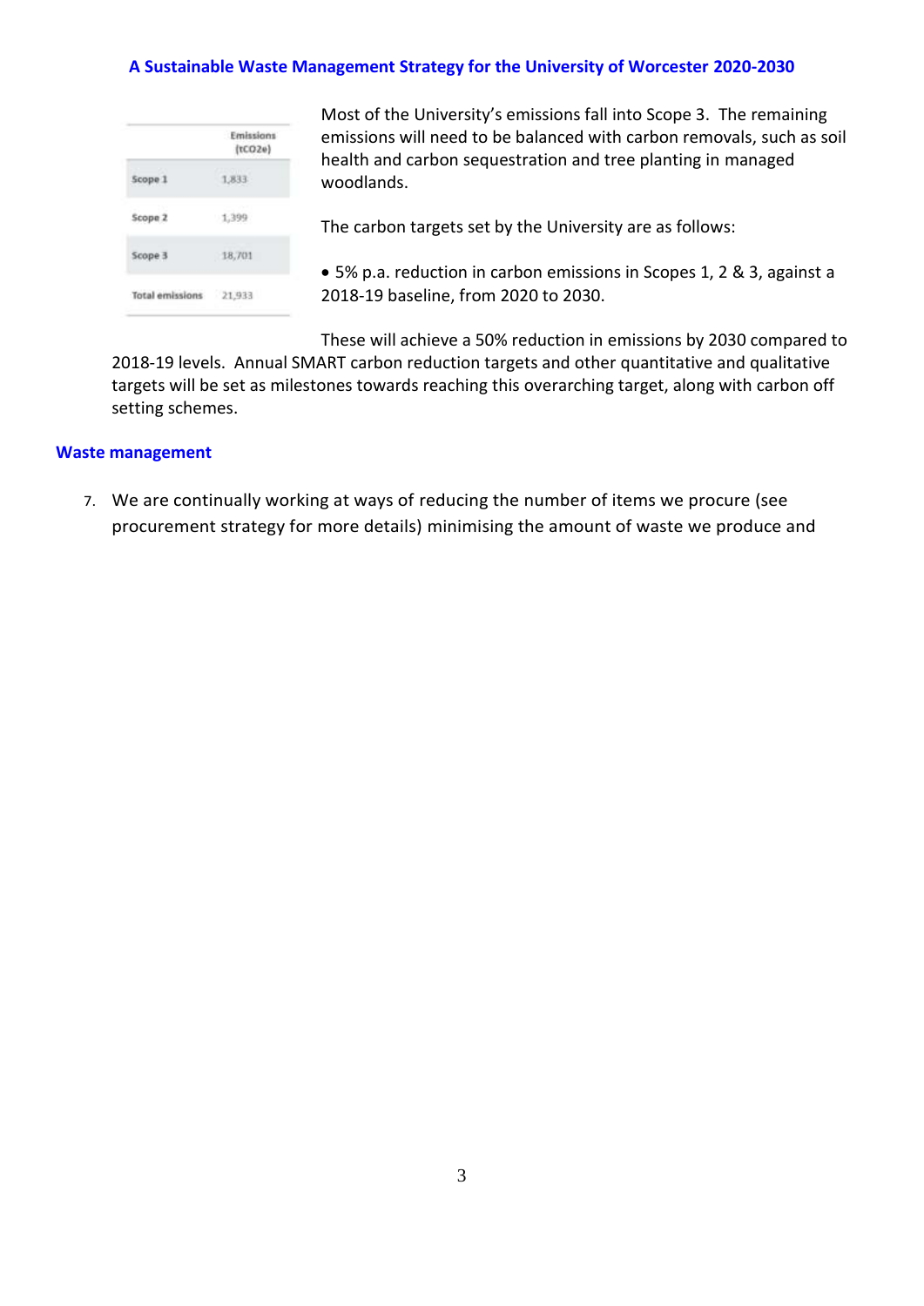| | Emissions (tCO2e) |
|---|---|
| Scope 1 | 1,833 |
| Scope 2 | 1,399 |
| Scope 3 | 18,701 |
| Total emissions | 21,933 |

Most of the University's emissions fall into Scope 3. The remaining emissions will need to be balanced with carbon removals, such as soil health and carbon sequestration and tree planting in managed woodlands.

The carbon targets set by the University are as follows:

- 5% p.a. reduction in carbon emissions in Scopes 1, 2 & 3, against a 2018-19 baseline, from 2020 to 2030.

These will achieve a 50% reduction in emissions by 2030 compared to 2018-19 levels. Annual SMART carbon reduction targets and other quantitative and qualitative targets will be set as milestones towards reaching this overarching target, along with carbon off setting schemes.

## Waste management

7. We are continually working at ways of reducing the number of items we procure (see procurement strategy for more details) minimising the amount of waste we produce and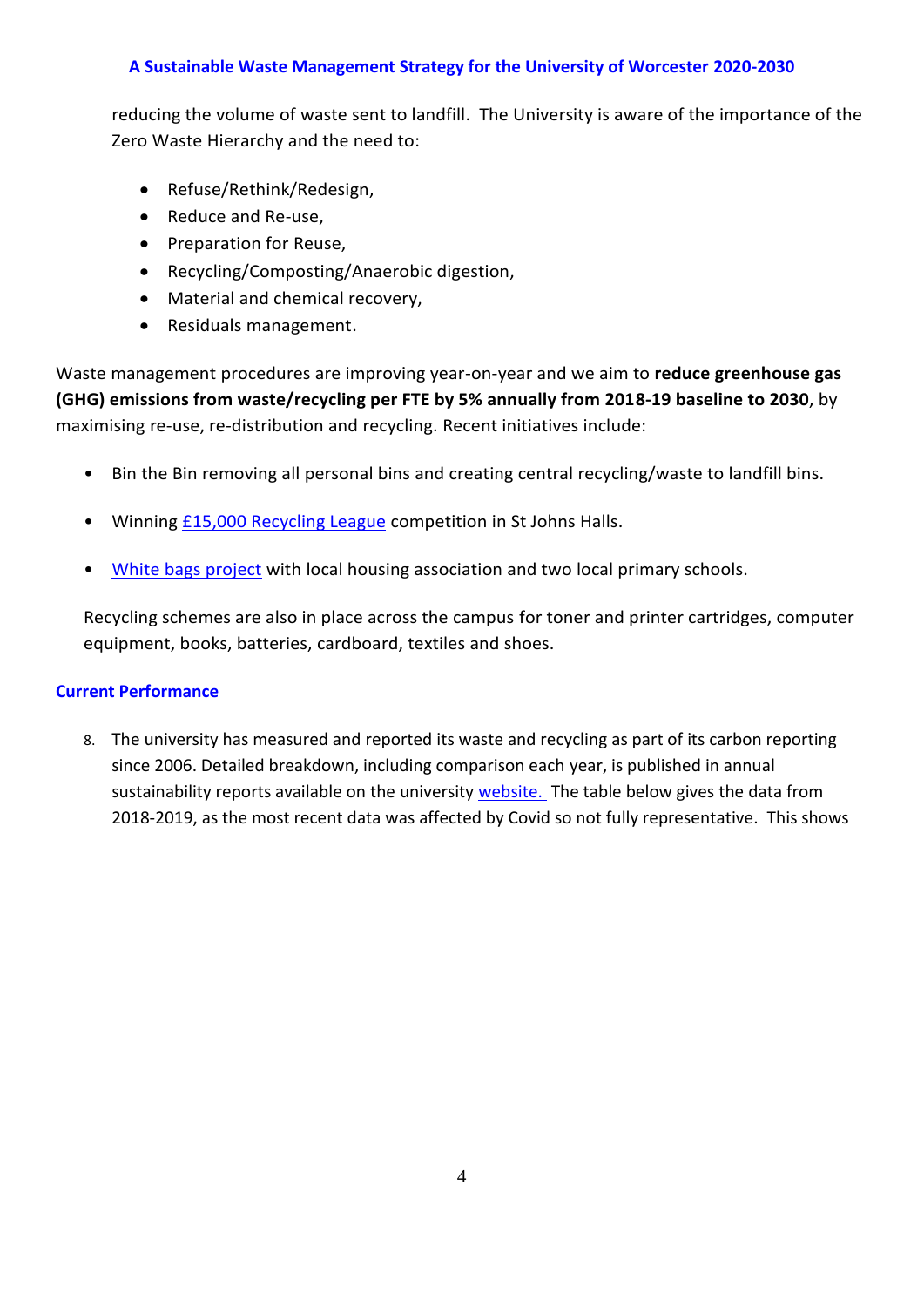reducing the volume of waste sent to landfill. The University is aware of the importance of the Zero Waste Hierarchy and the need to:

- Refuse/Rethink/Redesign,
- Reduce and Re-use,
- Preparation for Reuse,
- Recycling/Composting/Anaerobic digestion,
- Material and chemical recovery,
- Residuals management.

Waste management procedures are improving year-on-year and we aim to **reduce greenhouse gas (GHG) emissions from waste/recycling per FTE by 5% annually from 2018-19 baseline to 2030**, by maximising re-use, re-distribution and recycling. Recent initiatives include:

- Bin the Bin removing all personal bins and creating central recycling/waste to landfill bins.
- Winning [£15,000 Recycling League] competition in St Johns Halls.
- [White bags project] with local housing association and two local primary schools.

Recycling schemes are also in place across the campus for toner and printer cartridges, computer equipment, books, batteries, cardboard, textiles and shoes.

### Current Performance

8. The university has measured and reported its waste and recycling as part of its carbon reporting since 2006. Detailed breakdown, including comparison each year, is published in annual sustainability reports available on the university [website.] The table below gives the data from 2018-2019, as the most recent data was affected by Covid so not fully representative. This shows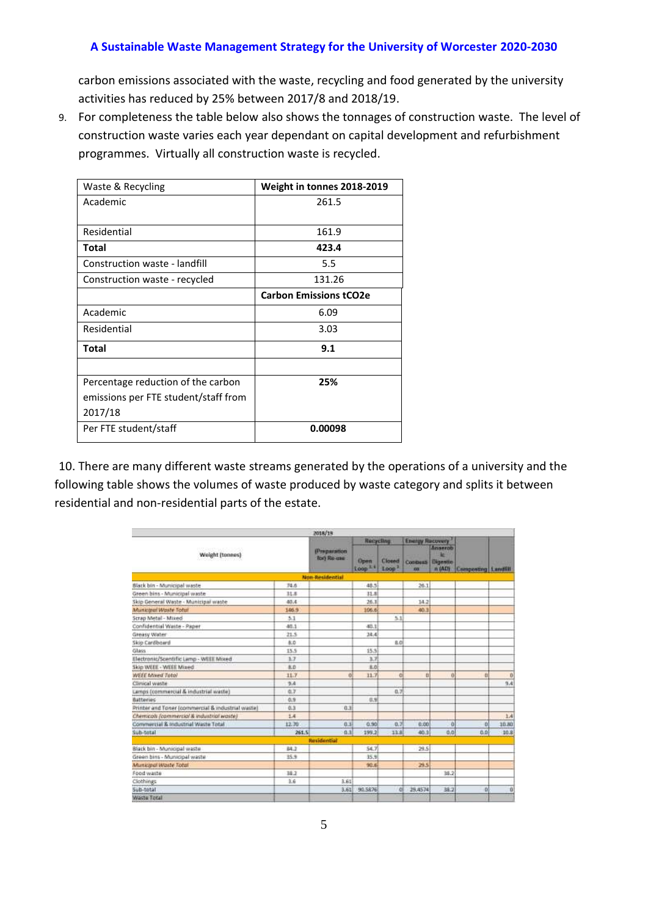carbon emissions associated with the waste, recycling and food generated by the university activities has reduced by 25% between 2017/8 and 2018/19.

9. For completeness the table below also shows the tonnages of construction waste. The level of construction waste varies each year dependant on capital development and refurbishment programmes. Virtually all construction waste is recycled.

| Waste & Recycling | **Weight in tonnes 2018-2019** |
|---|---|
| Academic | 261.5 |
| Residential | 161.9 |
| **Total** | **423.4** |
| Construction waste - landfill | 5.5 |
| Construction waste - recycled | 131.26 |
| | **Carbon Emissions tCO2e** |
| Academic | 6.09 |
| Residential | 3.03 |
| **Total** | **9.1** |
| | |
| Percentage reduction of the carbon emissions per FTE student/staff from 2017/18 | **25%** |
| Per FTE student/staff | **0.00098** |

10. There are many different waste streams generated by the operations of a university and the following table shows the volumes of waste produced by waste category and splits it between residential and non-residential parts of the estate.

| Weight (tonnes) | 2018/19 | (Preparation for) Re-use | Recycling: Open Loop | Recycling: Closed Loop | Energy Recovery: Combustion | Energy Recovery: Anaerobic Digestion (AD) | Composting | Landfill |
|---|---|---|---|---|---|---|---|---|
| **Non-Residential** | | | | | | | | |
| Black bin - Municipal waste | 74.6 | | 48.5 | | 26.1 | | | |
| Green bins - Municipal waste | 31.8 | | 31.8 | | | | | |
| Skip General Waste - Municipal waste | 40.4 | | 26.1 | | 14.2 | | | |
| *Municipal Waste Total* | 146.9 | | 106.6 | | 40.3 | | | |
| Scrap Metal - Mixed | 5.1 | | | 5.1 | | | | |
| Confidential Waste - Paper | 40.1 | | 40.1 | | | | | |
| Greasy Water | 21.5 | | 24.4 | | | | | |
| Skip Cardboard | 8.0 | | | 8.0 | | | | |
| Glass | 15.5 | | 15.5 | | | | | |
| Electronic/Scientific Lamp - WEEE Mixed | 3.7 | | 3.7 | | | | | |
| Skip WEEE - WEEE Mixed | 8.0 | | 8.0 | | | | | |
| *WEEE Mixed Total* | 11.7 | 0 | 11.7 | 0 | 0 | 0 | 0 | 0 |
| Clinical waste | 9.4 | | | | | | | 9.4 |
| Lamps (commercial & industrial waste) | 0.7 | | | 0.7 | | | | |
| Batteries | 0.9 | | 0.9 | | | | | |
| Printer and Toner (commercial & industrial waste) | 0.3 | 0.3 | | | | | | |
| *Chemicals (commercial & industrial waste)* | 1.4 | | | | | | | 1.4 |
| Commercial & industrial Waste Total | 12.70 | 0.3 | 0.90 | 0.7 | 0.00 | 0 | 0 | 10.80 |
| Sub-total | 261.5 | 0.3 | 199.2 | 13.8 | 40.3 | 0.0 | 0.0 | 10.8 |
| **Residential** | | | | | | | | |
| Black bin - Municipal waste | 84.2 | | 54.7 | | 29.5 | | | |
| Green bins - Municipal waste | 35.9 | | 35.9 | | | | | |
| *Municipal Waste Total* | | | 90.6 | | 29.5 | | | |
| Food waste | 38.2 | | | | | 38.2 | | |
| Clothings | 3.6 | 3.61 | | | | | | |
| Sub-total | | 3.61 | 90.5876 | 0 | 29.4574 | 38.2 | 0 | 0 |
| Waste Total | | | | | | | | |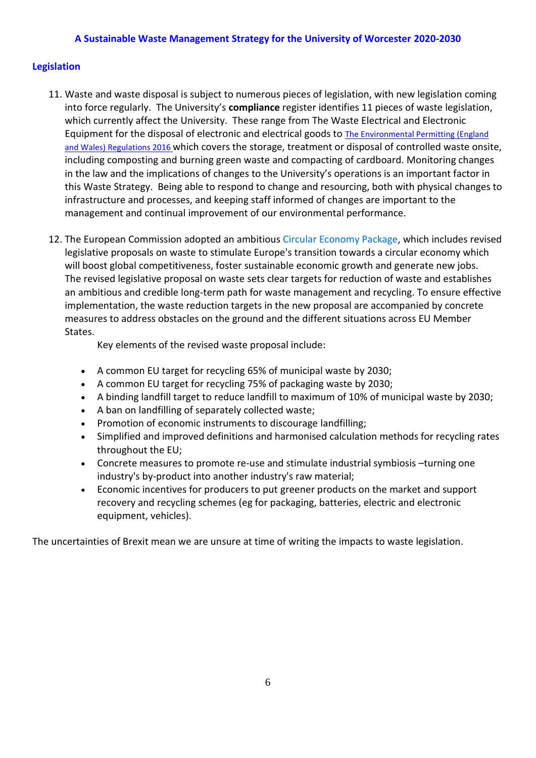## Legislation

11. Waste and waste disposal is subject to numerous pieces of legislation, with new legislation coming into force regularly. The University's **compliance** register identifies 11 pieces of waste legislation, which currently affect the University. These range from The Waste Electrical and Electronic Equipment for the disposal of electronic and electrical goods to The Environmental Permitting (England and Wales) Regulations 2016 which covers the storage, treatment or disposal of controlled waste onsite, including composting and burning green waste and compacting of cardboard. Monitoring changes in the law and the implications of changes to the University's operations is an important factor in this Waste Strategy. Being able to respond to change and resourcing, both with physical changes to infrastructure and processes, and keeping staff informed of changes are important to the management and continual improvement of our environmental performance.

12. The European Commission adopted an ambitious Circular Economy Package, which includes revised legislative proposals on waste to stimulate Europe's transition towards a circular economy which will boost global competitiveness, foster sustainable economic growth and generate new jobs. The revised legislative proposal on waste sets clear targets for reduction of waste and establishes an ambitious and credible long-term path for waste management and recycling. To ensure effective implementation, the waste reduction targets in the new proposal are accompanied by concrete measures to address obstacles on the ground and the different situations across EU Member States.

    Key elements of the revised waste proposal include:

    - A common EU target for recycling 65% of municipal waste by 2030;
    - A common EU target for recycling 75% of packaging waste by 2030;
    - A binding landfill target to reduce landfill to maximum of 10% of municipal waste by 2030;
    - A ban on landfilling of separately collected waste;
    - Promotion of economic instruments to discourage landfilling;
    - Simplified and improved definitions and harmonised calculation methods for recycling rates throughout the EU;
    - Concrete measures to promote re-use and stimulate industrial symbiosis –turning one industry's by-product into another industry's raw material;
    - Economic incentives for producers to put greener products on the market and support recovery and recycling schemes (eg for packaging, batteries, electric and electronic equipment, vehicles).

The uncertainties of Brexit mean we are unsure at time of writing the impacts to waste legislation.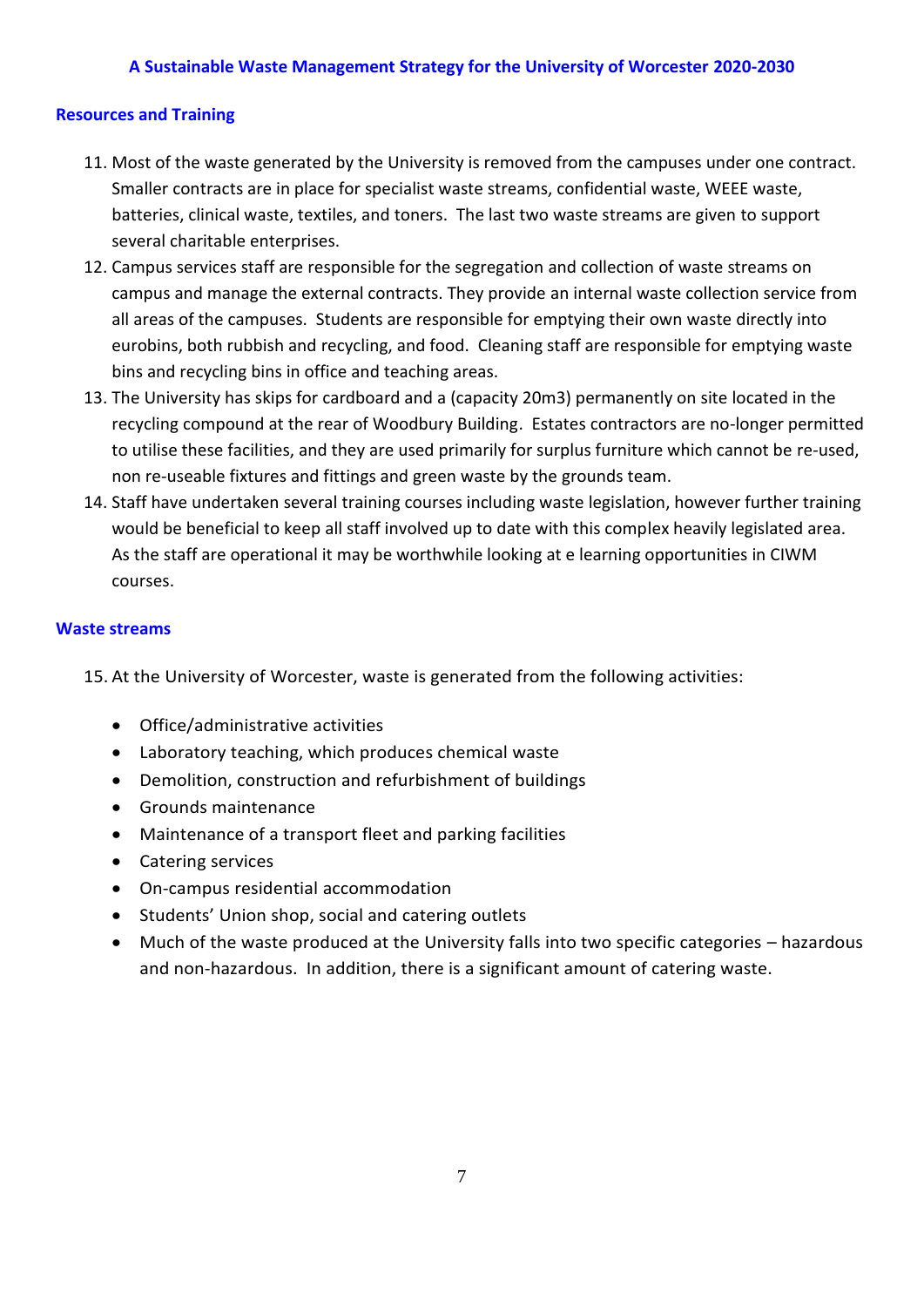## Resources and Training

11. Most of the waste generated by the University is removed from the campuses under one contract. Smaller contracts are in place for specialist waste streams, confidential waste, WEEE waste, batteries, clinical waste, textiles, and toners. The last two waste streams are given to support several charitable enterprises.
12. Campus services staff are responsible for the segregation and collection of waste streams on campus and manage the external contracts. They provide an internal waste collection service from all areas of the campuses. Students are responsible for emptying their own waste directly into eurobins, both rubbish and recycling, and food. Cleaning staff are responsible for emptying waste bins and recycling bins in office and teaching areas.
13. The University has skips for cardboard and a (capacity 20m3) permanently on site located in the recycling compound at the rear of Woodbury Building. Estates contractors are no-longer permitted to utilise these facilities, and they are used primarily for surplus furniture which cannot be re-used, non re-useable fixtures and fittings and green waste by the grounds team.
14. Staff have undertaken several training courses including waste legislation, however further training would be beneficial to keep all staff involved up to date with this complex heavily legislated area. As the staff are operational it may be worthwhile looking at e learning opportunities in CIWM courses.

## Waste streams

15. At the University of Worcester, waste is generated from the following activities:

- Office/administrative activities
- Laboratory teaching, which produces chemical waste
- Demolition, construction and refurbishment of buildings
- Grounds maintenance
- Maintenance of a transport fleet and parking facilities
- Catering services
- On-campus residential accommodation
- Students' Union shop, social and catering outlets
- Much of the waste produced at the University falls into two specific categories – hazardous and non-hazardous. In addition, there is a significant amount of catering waste.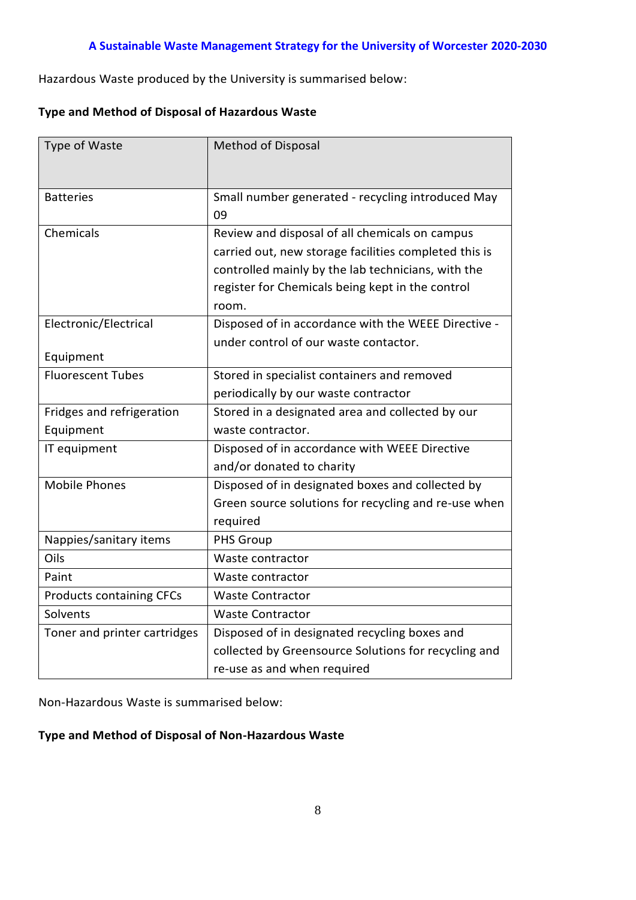Hazardous Waste produced by the University is summarised below:

**Type and Method of Disposal of Hazardous Waste**

| Type of Waste | Method of Disposal |
| --- | --- |
| Batteries | Small number generated - recycling introduced May 09 |
| Chemicals | Review and disposal of all chemicals on campus carried out, new storage facilities completed this is controlled mainly by the lab technicians, with the register for Chemicals being kept in the control room. |
| Electronic/Electrical Equipment | Disposed of in accordance with the WEEE Directive - under control of our waste contactor. |
| Fluorescent Tubes | Stored in specialist containers and removed periodically by our waste contractor |
| Fridges and refrigeration Equipment | Stored in a designated area and collected by our waste contractor. |
| IT equipment | Disposed of in accordance with WEEE Directive and/or donated to charity |
| Mobile Phones | Disposed of in designated boxes and collected by Green source solutions for recycling and re-use when required |
| Nappies/sanitary items | PHS Group |
| Oils | Waste contractor |
| Paint | Waste contractor |
| Products containing CFCs | Waste Contractor |
| Solvents | Waste Contractor |
| Toner and printer cartridges | Disposed of in designated recycling boxes and collected by Greensource Solutions for recycling and re-use as and when required |

Non-Hazardous Waste is summarised below:

**Type and Method of Disposal of Non-Hazardous Waste**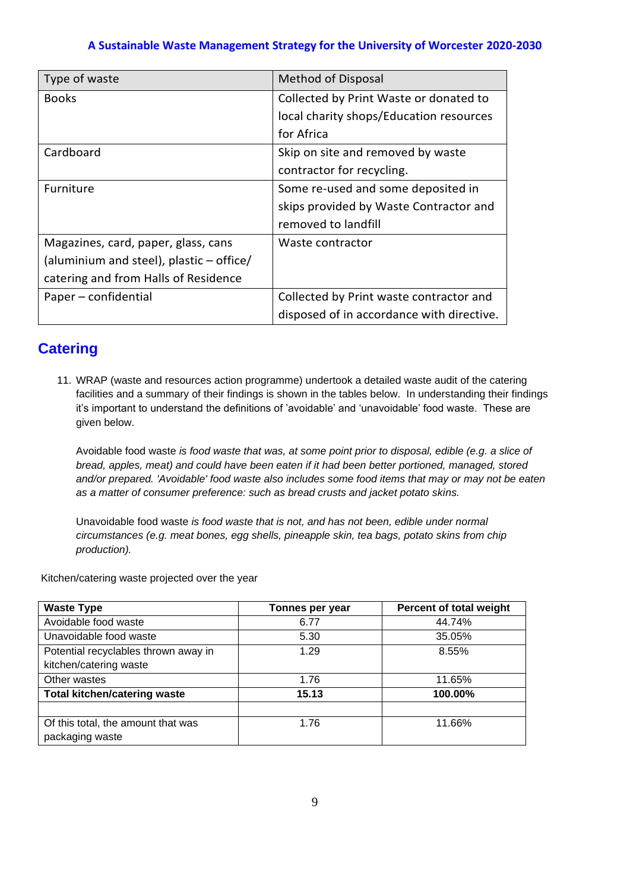| Type of waste | Method of Disposal |
| --- | --- |
| Books | Collected by Print Waste or donated to local charity shops/Education resources for Africa |
| Cardboard | Skip on site and removed by waste contractor for recycling. |
| Furniture | Some re-used and some deposited in skips provided by Waste Contractor and removed to landfill |
| Magazines, card, paper, glass, cans (aluminium and steel), plastic – office/ catering and from Halls of Residence | Waste contractor |
| Paper – confidential | Collected by Print waste contractor and disposed of in accordance with directive. |

## Catering

11. WRAP (waste and resources action programme) undertook a detailed waste audit of the catering facilities and a summary of their findings is shown in the tables below. In understanding their findings it's important to understand the definitions of 'avoidable' and 'unavoidable' food waste. These are given below.

    Avoidable food waste *is food waste that was, at some point prior to disposal, edible (e.g. a slice of bread, apples, meat) and could have been eaten if it had been better portioned, managed, stored and/or prepared. 'Avoidable' food waste also includes some food items that may or may not be eaten as a matter of consumer preference: such as bread crusts and jacket potato skins.*

    Unavoidable food waste *is food waste that is not, and has not been, edible under normal circumstances (e.g. meat bones, egg shells, pineapple skin, tea bags, potato skins from chip production).*

Kitchen/catering waste projected over the year

| **Waste Type** | **Tonnes per year** | **Percent of total weight** |
| --- | --- | --- |
| Avoidable food waste | 6.77 | 44.74% |
| Unavoidable food waste | 5.30 | 35.05% |
| Potential recyclables thrown away in kitchen/catering waste | 1.29 | 8.55% |
| Other wastes | 1.76 | 11.65% |
| **Total kitchen/catering waste** | **15.13** | **100.00%** |
| | | |
| Of this total, the amount that was packaging waste | 1.76 | 11.66% |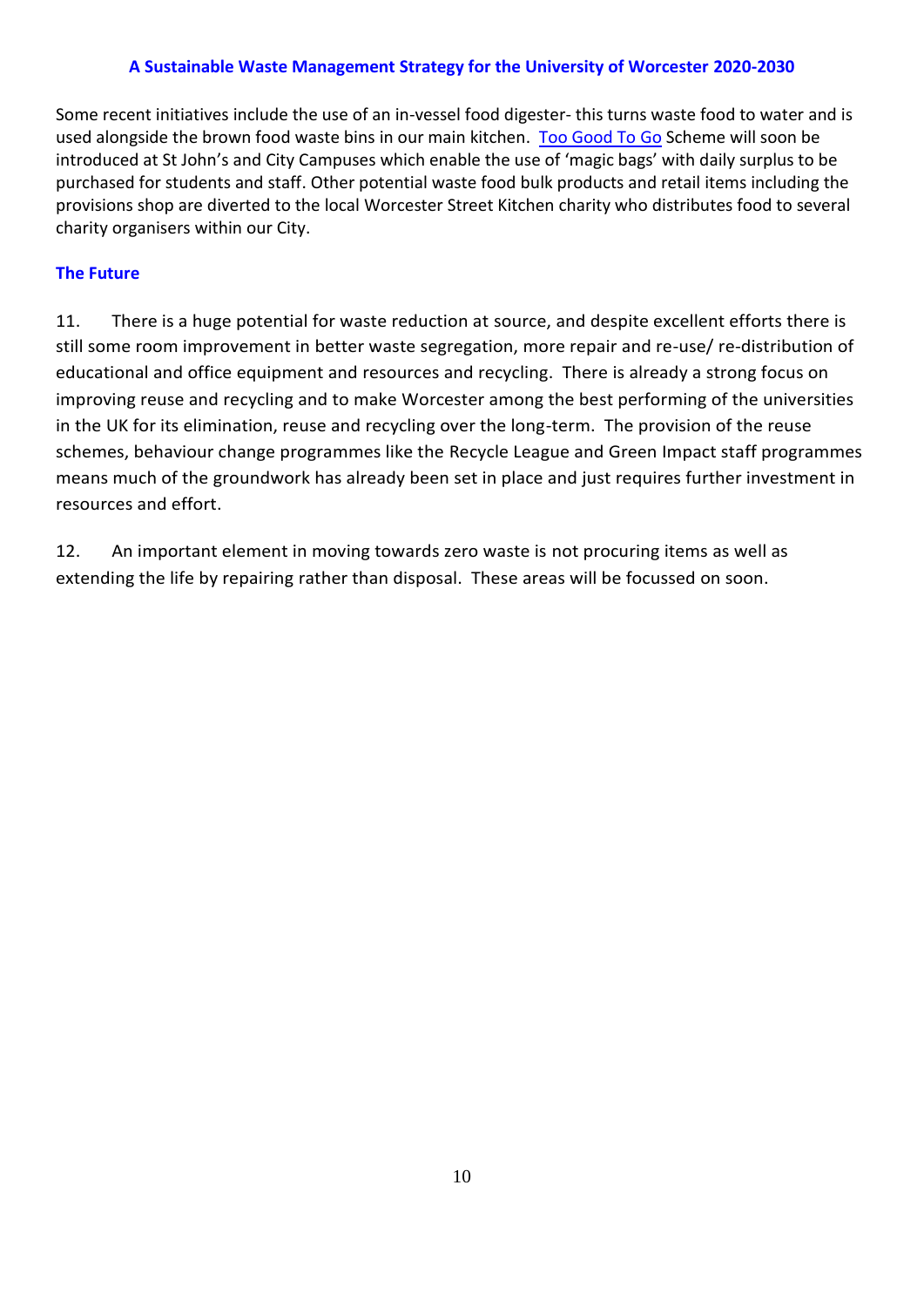Some recent initiatives include the use of an in-vessel food digester- this turns waste food to water and is used alongside the brown food waste bins in our main kitchen. Too Good To Go Scheme will soon be introduced at St John's and City Campuses which enable the use of 'magic bags' with daily surplus to be purchased for students and staff. Other potential waste food bulk products and retail items including the provisions shop are diverted to the local Worcester Street Kitchen charity who distributes food to several charity organisers within our City.

### The Future

11. There is a huge potential for waste reduction at source, and despite excellent efforts there is still some room improvement in better waste segregation, more repair and re-use/ re-distribution of educational and office equipment and resources and recycling. There is already a strong focus on improving reuse and recycling and to make Worcester among the best performing of the universities in the UK for its elimination, reuse and recycling over the long-term. The provision of the reuse schemes, behaviour change programmes like the Recycle League and Green Impact staff programmes means much of the groundwork has already been set in place and just requires further investment in resources and effort.

12. An important element in moving towards zero waste is not procuring items as well as extending the life by repairing rather than disposal. These areas will be focussed on soon.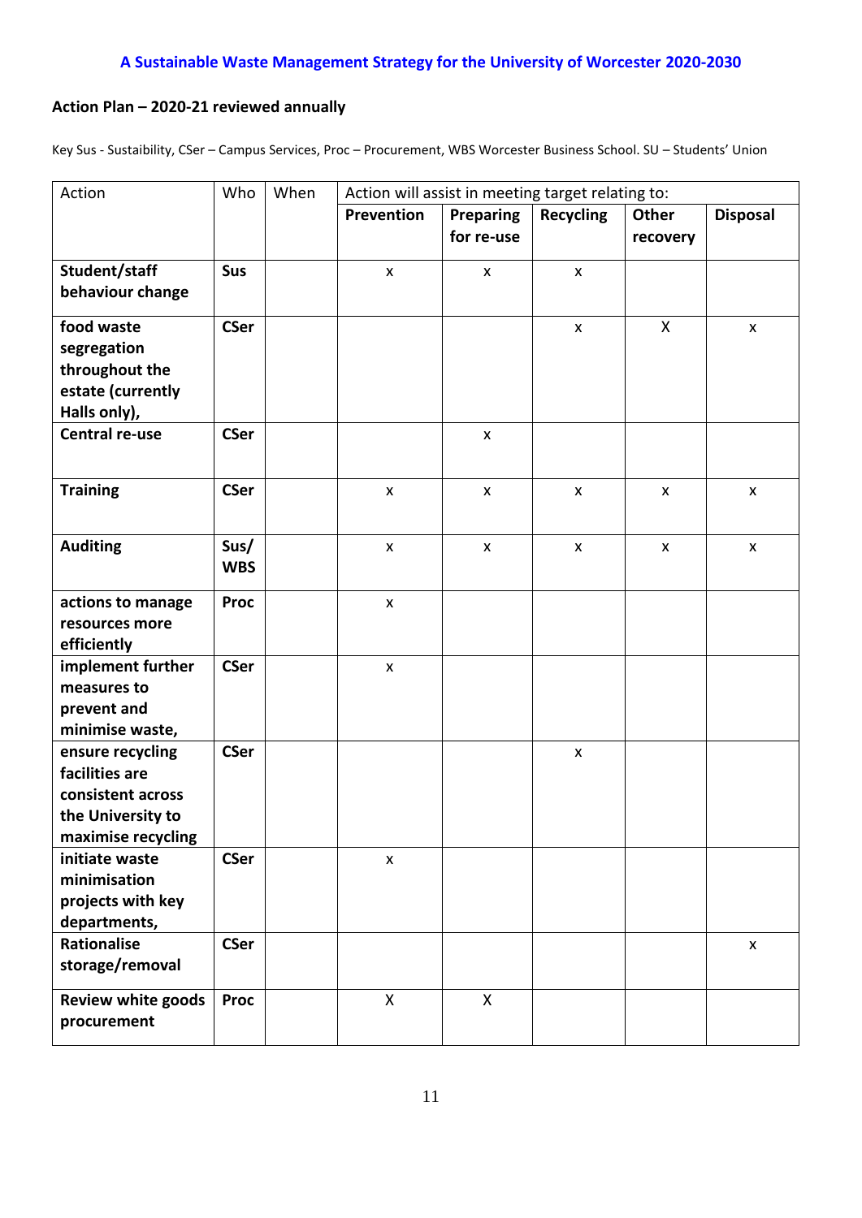### A Sustainable Waste Management Strategy for the University of Worcester 2020-2030

**Action Plan – 2020-21 reviewed annually**

Key Sus - Sustainability, CSer – Campus Services, Proc – Procurement, WBS Worcester Business School. SU – Students' Union

| Action | Who | When | Action will assist in meeting target relating to: | | | | |
|---|---|---|---|---|---|---|---|
| | | | **Prevention** | **Preparing for re-use** | **Recycling** | **Other recovery** | **Disposal** |
| **Student/staff behaviour change** | **Sus** | | x | x | x | | |
| **food waste segregation throughout the estate (currently Halls only),** | **CSer** | | | | x | X | x |
| **Central re-use** | **CSer** | | | x | | | |
| **Training** | **CSer** | | x | x | x | x | x |
| **Auditing** | **Sus/ WBS** | | x | x | x | x | x |
| **actions to manage resources more efficiently** | **Proc** | | x | | | | |
| **implement further measures to prevent and minimise waste,** | **CSer** | | x | | | | |
| **ensure recycling facilities are consistent across the University to maximise recycling** | **CSer** | | | | x | | |
| **initiate waste minimisation projects with key departments,** | **CSer** | | x | | | | |
| **Rationalise storage/removal** | **CSer** | | | | | | x |
| **Review white goods procurement** | **Proc** | | X | X | | | |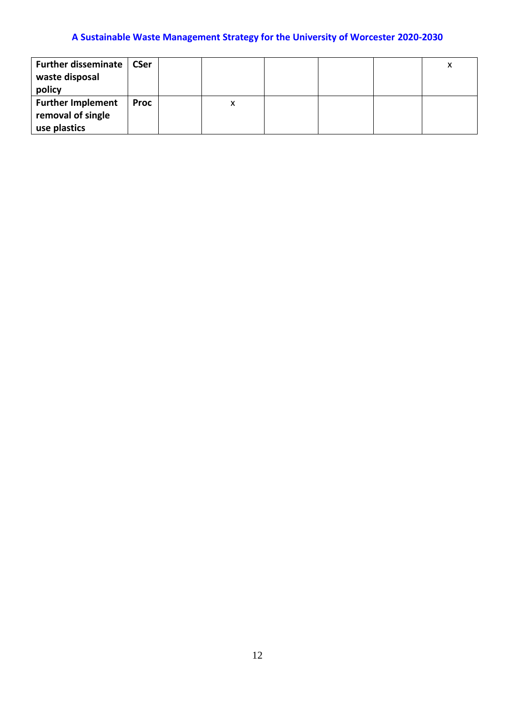| | | | | | | | |
|---|---|---|---|---|---|---|---|
| **Further disseminate waste disposal policy** | **CSer** | | | | | | x |
| **Further Implement removal of single use plastics** | **Proc** | | x | | | | |